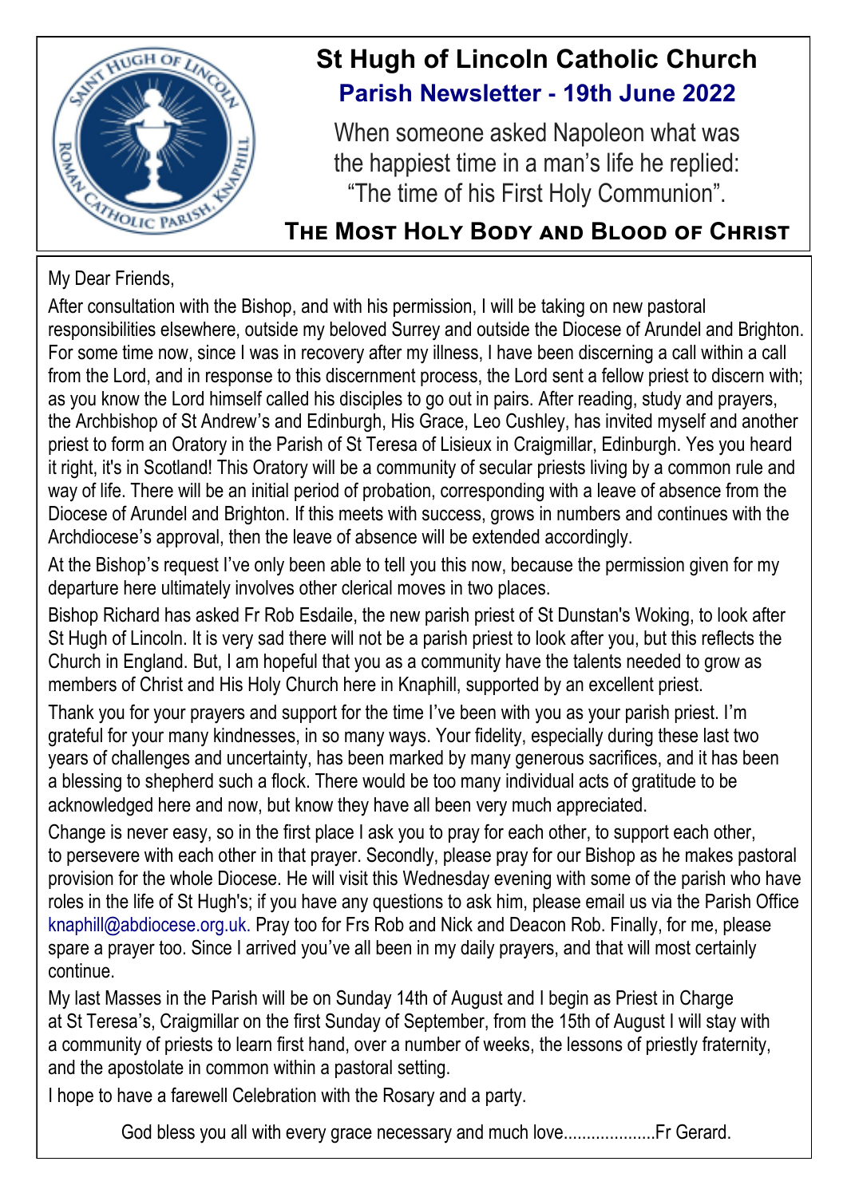# St Hugh of Lincoln Catholic Church

## Parish Newsletter - 19th June 2022

When someone asked Napoleon what was the happiest time in a man's life he replied: "The time of his First Holy Communion".

### The Most Holy Body and Blood of Christ

My Dear Friends,

After consultation with the Bishop, and with his permission, I will be taking on new pastoral responsibilities elsewhere, outside my beloved Surrey and outside the Diocese of Arundel and Brighton. For some time now, since I was in recovery after my illness, I have been discerning a call within a call from the Lord, and in response to this discernment process, the Lord sent a fellow priest to discern with; as you know the Lord himself called his disciples to go out in pairs. After reading, study and prayers, the Archbishop of St Andrew's and Edinburgh, His Grace, Leo Cushley, has invited myself and another priest to form an Oratory in the Parish of St Teresa of Lisieux in Craigmillar, Edinburgh. Yes you heard it right, it's in Scotland! This Oratory will be a community of secular priests living by a common rule and way of life. There will be an initial period of probation, corresponding with a leave of absence from the Diocese of Arundel and Brighton. If this meets with success, grows in numbers and continues with the Archdiocese's approval, then the leave of absence will be extended accordingly.

At the Bishop's request I've only been able to tell you this now, because the permission given for my departure here ultimately involves other clerical moves in two places.

Bishop Richard has asked Fr Rob Esdaile, the new parish priest of St Dunstan's Woking, to look after St Hugh of Lincoln. It is very sad there will not be a parish priest to look after you, but this reflects the Church in England. But, I am hopeful that you as a community have the talents needed to grow as members of Christ and His Holy Church here in Knaphill, supported by an excellent priest.

Thank you for your prayers and support for the time I've been with you as your parish priest. I'm grateful for your many kindnesses, in so many ways. Your fidelity, especially during these last two years of challenges and uncertainty, has been marked by many generous sacrifices, and it has been a blessing to shepherd such a flock. There would be too many individual acts of gratitude to be acknowledged here and now, but know they have all been very much appreciated.

Change is never easy, so in the first place I ask you to pray for each other, to support each other, to persevere with each other in that prayer. Secondly, please pray for our Bishop as he makes pastoral provision for the whole Diocese. He will visit this Wednesday evening with some of the parish who have roles in the life of St Hugh's; if you have any questions to ask him, please email us via the Parish Office knaphill@abdiocese.org.uk. Pray too for Frs Rob and Nick and Deacon Rob. Finally, for me, please spare a prayer too. Since I arrived you've all been in my daily prayers, and that will most certainly continue.

My last Masses in the Parish will be on Sunday 14th of August and I begin as Priest in Charge at St Teresa's, Craigmillar on the first Sunday of September, from the 15th of August I will stay with a community of priests to learn first hand, over a number of weeks, the lessons of priestly fraternity, and the apostolate in common within a pastoral setting.

I hope to have a farewell Celebration with the Rosary and a party.

God bless you all with every grace necessary and much love....................Fr Gerard.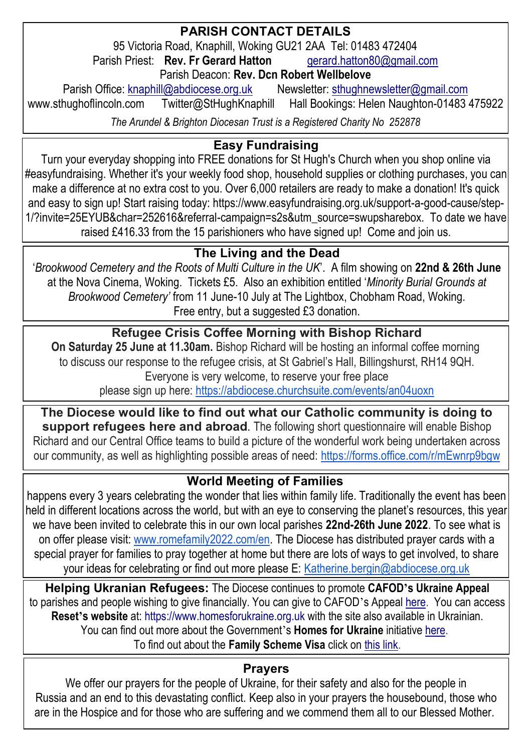## PARISH CONTACT DETAILS

95 Victoria Road, Knaphill, Woking GU21 2AA Tel: 01483 472404

Parish Priest: **Rev. Fr Gerard Hatton** gerard.hatton80@gmail.com

Parish Deacon: **Rev. Dcn Robert Wellbelove**

Parish Office: knaphill@abdiocese.org.uk Newsletter: sthughnewsletter@gmail.com

www.sthughoflincoln.com Twitter@StHughKnaphill Hall Bookings: Helen Naughton-01483 475922

*The Arundel & Brighton Diocesan Trust is a Registered Charity No 252878*

## Easy Fundraising

Turn your everyday shopping into FREE donations for St Hugh's Church when you shop online via #easyfundraising. Whether it's your weekly food shop, household supplies or clothing purchases, you can make a difference at no extra cost to you. Over 6,000 retailers are ready to make a donation! It's quick and easy to sign up! Start raising today: https://www.easyfundraising.org.uk/support-a-good-cause/step-1/?invite=25EYUB&char=252616&referral-campaign=s2s&utm_source=swupsharebox. To date we have raised £416.33 from the 15 parishioners who have signed up! Come and join us.

## The Living and the Dead

'*Brookwood Cemetery and the Roots of Multi Culture in the UK*'. A film showing on **22nd & 26th June** at the Nova Cinema, Woking. Tickets £5. Also an exhibition entitled '*Minority Burial Grounds at Brookwood Cemetery'* from 11 June-10 July at The Lightbox, Chobham Road, Woking. Free entry, but a suggested £3 donation.

## Refugee Crisis Coffee Morning with Bishop Richard

**On Saturday 25 June at 11.30am.** Bishop Richard will be hosting an informal coffee morning to discuss our response to the refugee crisis, at St Gabriel's Hall, Billingshurst, RH14 9QH. Everyone is very welcome, to reserve your free place please sign up here: https://abdiocese.churchsuite.com/events/an04uoxn

**The Diocese would like to find out what our Catholic community is doing to support refugees here and abroad**. The following short questionnaire will enable Bishop Richard and our Central Office teams to build a picture of the wonderful work being undertaken across our community, as well as highlighting possible areas of need: https://forms.office.com/r/mEwnrp9bgw

## World Meeting of Families

happens every 3 years celebrating the wonder that lies within family life. Traditionally the event has been held in different locations across the world, but with an eye to conserving the planet's resources, this year we have been invited to celebrate this in our own local parishes **22nd-26th June 2022**. To see what is on offer please visit: www.romefamily2022.com/en. The Diocese has distributed prayer cards with a special prayer for families to pray together at home but there are lots of ways to get involved, to share your ideas for celebrating or find out more please E: Katherine.bergin@abdiocese.org.uk

**Helping Ukranian Refugees:** The Diocese continues to promote **CAFOD's Ukraine Appeal** to parishes and people wishing to give financially. You can give to CAFOD's Appeal here. You can access **Reset's website** at: https://www.homesforukraine.org.uk with the site also available in Ukrainian. You can find out more about the Government's **Homes for Ukraine** initiative here. To find out about the **Family Scheme Visa** click on this link.

## Prayers

We offer our prayers for the people of Ukraine, for their safety and also for the people in Russia and an end to this devastating conflict. Keep also in your prayers the housebound, those who are in the Hospice and for those who are suffering and we commend them all to our Blessed Mother.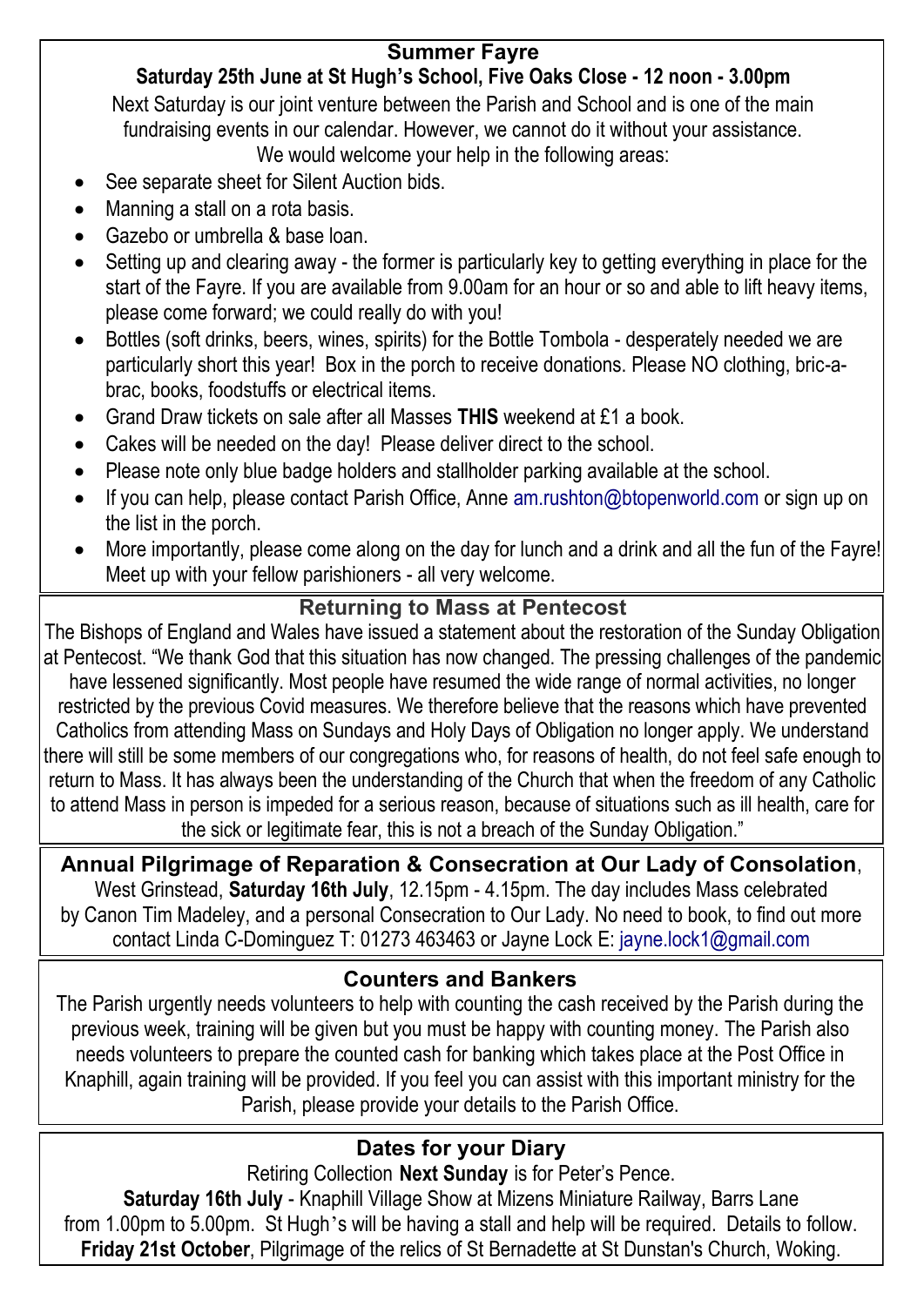## Summer Fayre

**Saturday 25th June at St Hugh's School, Five Oaks Close - 12 noon - 3.00pm**

Next Saturday is our joint venture between the Parish and School and is one of the main fundraising events in our calendar. However, we cannot do it without your assistance. We would welcome your help in the following areas:

- See separate sheet for Silent Auction bids.
- Manning a stall on a rota basis.
- Gazebo or umbrella & base loan.
- Setting up and clearing away - the former is particularly key to getting everything in place for the start of the Fayre. If you are available from 9.00am for an hour or so and able to lift heavy items, please come forward; we could really do with you!
- Bottles (soft drinks, beers, wines, spirits) for the Bottle Tombola - desperately needed we are particularly short this year! Box in the porch to receive donations. Please NO clothing, bric-a-brac, books, foodstuffs or electrical items.
- Grand Draw tickets on sale after all Masses **THIS** weekend at £1 a book.
- Cakes will be needed on the day! Please deliver direct to the school.
- Please note only blue badge holders and stallholder parking available at the school.
- If you can help, please contact Parish Office, Anne am.rushton@btopenworld.com or sign up on the list in the porch.
- More importantly, please come along on the day for lunch and a drink and all the fun of the Fayre! Meet up with your fellow parishioners - all very welcome.

## Returning to Mass at Pentecost

The Bishops of England and Wales have issued a statement about the restoration of the Sunday Obligation at Pentecost. "We thank God that this situation has now changed. The pressing challenges of the pandemic have lessened significantly. Most people have resumed the wide range of normal activities, no longer restricted by the previous Covid measures. We therefore believe that the reasons which have prevented Catholics from attending Mass on Sundays and Holy Days of Obligation no longer apply. We understand there will still be some members of our congregations who, for reasons of health, do not feel safe enough to return to Mass. It has always been the understanding of the Church that when the freedom of any Catholic to attend Mass in person is impeded for a serious reason, because of situations such as ill health, care for the sick or legitimate fear, this is not a breach of the Sunday Obligation."

**Annual Pilgrimage of Reparation & Consecration at Our Lady of Consolation**, West Grinstead, **Saturday 16th July**, 12.15pm - 4.15pm. The day includes Mass celebrated by Canon Tim Madeley, and a personal Consecration to Our Lady. No need to book, to find out more contact Linda C-Dominguez T: 01273 463463 or Jayne Lock E: jayne.lock1@gmail.com

## Counters and Bankers

The Parish urgently needs volunteers to help with counting the cash received by the Parish during the previous week, training will be given but you must be happy with counting money. The Parish also needs volunteers to prepare the counted cash for banking which takes place at the Post Office in Knaphill, again training will be provided. If you feel you can assist with this important ministry for the Parish, please provide your details to the Parish Office.

## Dates for your Diary

Retiring Collection **Next Sunday** is for Peter's Pence.

**Saturday 16th July** - Knaphill Village Show at Mizens Miniature Railway, Barrs Lane from 1.00pm to 5.00pm. St Hugh's will be having a stall and help will be required. Details to follow.

**Friday 21st October**, Pilgrimage of the relics of St Bernadette at St Dunstan's Church, Woking.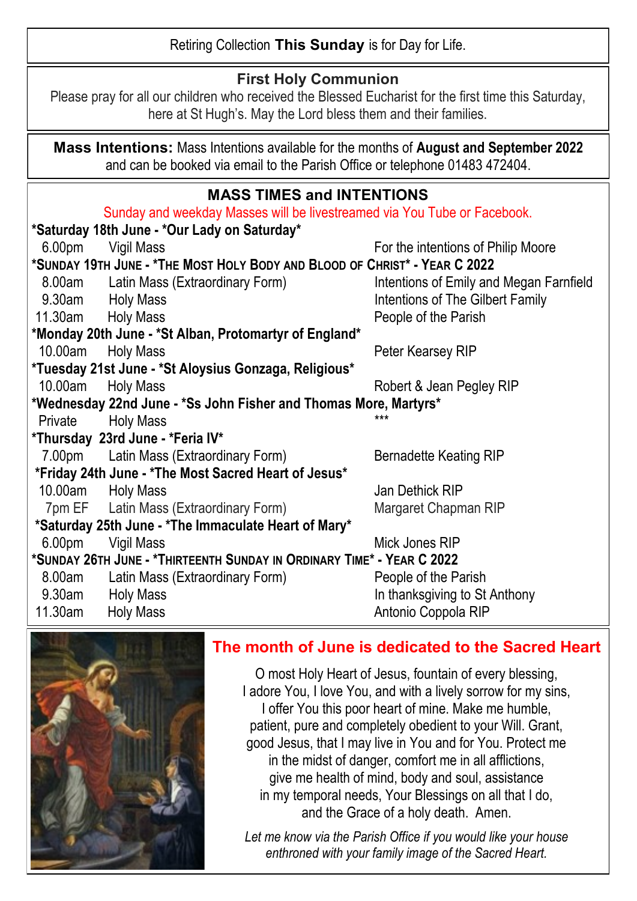Retiring Collection **This Sunday** is for Day for Life.

## First Holy Communion

Please pray for all our children who received the Blessed Eucharist for the first time this Saturday, here at St Hugh's. May the Lord bless them and their families.

**Mass Intentions:** Mass Intentions available for the months of **August and September 2022** and can be booked via email to the Parish Office or telephone 01483 472404.

## MASS TIMES and INTENTIONS

Sunday and weekday Masses will be livestreamed via You Tube or Facebook.

| | | |
|---|---|---|
| ***Saturday 18th June - *Our Lady on Saturday*** | | |
| 6.00pm | Vigil Mass | For the intentions of Philip Moore |
| ***SUNDAY 19TH JUNE - *THE MOST HOLY BODY AND BLOOD OF CHRIST* - YEAR C 2022** | | |
| 8.00am | Latin Mass (Extraordinary Form) | Intentions of Emily and Megan Farnfield |
| 9.30am | Holy Mass | Intentions of The Gilbert Family |
| 11.30am | Holy Mass | People of the Parish |
| ***Monday 20th June - *St Alban, Protomartyr of England*** | | |
| 10.00am | Holy Mass | Peter Kearsey RIP |
| ***Tuesday 21st June - *St Aloysius Gonzaga, Religious*** | | |
| 10.00am | Holy Mass | Robert & Jean Pegley RIP |
| ***Wednesday 22nd June - *Ss John Fisher and Thomas More, Martyrs*** | | |
| Private | Holy Mass | *** |
| ***Thursday 23rd June - *Feria IV*** | | |
| 7.00pm | Latin Mass (Extraordinary Form) | Bernadette Keating RIP |
| ***Friday 24th June - *The Most Sacred Heart of Jesus*** | | |
| 10.00am | Holy Mass | Jan Dethick RIP |
| 7pm EF | Latin Mass (Extraordinary Form) | Margaret Chapman RIP |
| ***Saturday 25th June - *The Immaculate Heart of Mary*** | | |
| 6.00pm | Vigil Mass | Mick Jones RIP |
| ***SUNDAY 26TH JUNE - *THIRTEENTH SUNDAY IN ORDINARY TIME* - YEAR C 2022** | | |
| 8.00am | Latin Mass (Extraordinary Form) | People of the Parish |
| 9.30am | Holy Mass | In thanksgiving to St Anthony |
| 11.30am | Holy Mass | Antonio Coppola RIP |

## The month of June is dedicated to the Sacred Heart

O most Holy Heart of Jesus, fountain of every blessing, I adore You, I love You, and with a lively sorrow for my sins, I offer You this poor heart of mine. Make me humble, patient, pure and completely obedient to your Will. Grant, good Jesus, that I may live in You and for You. Protect me in the midst of danger, comfort me in all afflictions, give me health of mind, body and soul, assistance in my temporal needs, Your Blessings on all that I do, and the Grace of a holy death. Amen.

*Let me know via the Parish Office if you would like your house enthroned with your family image of the Sacred Heart.*